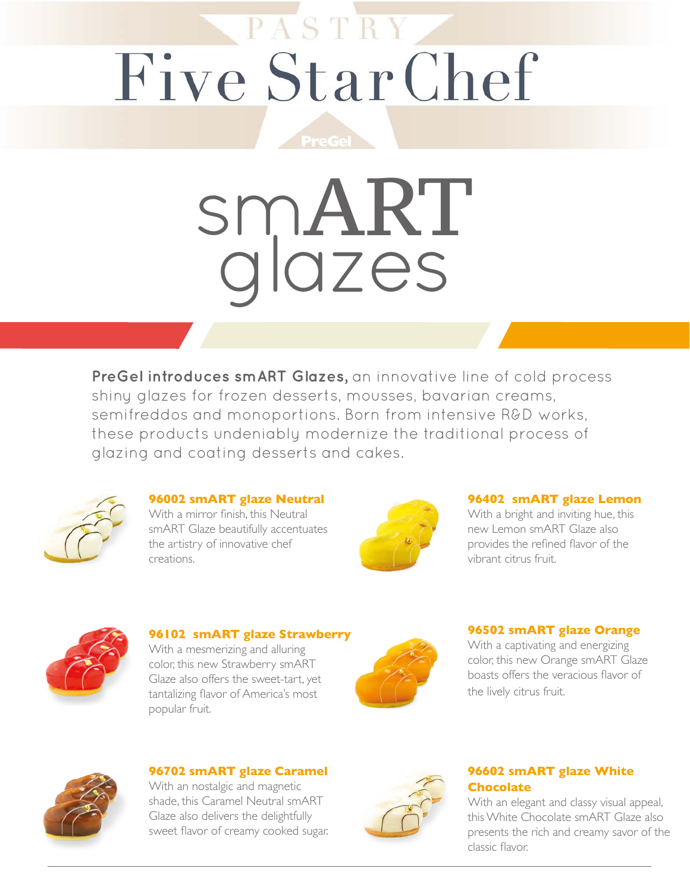PASTRY

# Five Star Chef

PreGel

# smART glazes

**PreGel introduces smART Glazes,** an innovative line of cold process shiny glazes for frozen desserts, mousses, bavarian creams, semifreddos and monoportions. Born from intensive R&D works, these products undeniably modernize the traditional process of glazing and coating desserts and cakes.

### 96002 smART glaze Neutral

With a mirror finish, this Neutral smART Glaze beautifully accentuates the artistry of innovative chef creations.

### 96402 smART glaze Lemon

With a bright and inviting hue, this new Lemon smART Glaze also provides the refined flavor of the vibrant citrus fruit.

### 96102 smART glaze Strawberry

With a mesmerizing and alluring color, this new Strawberry smART Glaze also offers the sweet-tart, yet tantalizing flavor of America's most popular fruit.

### 96502 smART glaze Orange

With a captivating and energizing color, this new Orange smART Glaze boasts offers the veracious flavor of the lively citrus fruit.

### 96702 smART glaze Caramel

With an nostalgic and magnetic shade, this Caramel Neutral smART Glaze also delivers the delightfully sweet flavor of creamy cooked sugar.

### 96602 smART glaze White Chocolate

With an elegant and classy visual appeal, this White Chocolate smART Glaze also presents the rich and creamy savor of the classic flavor.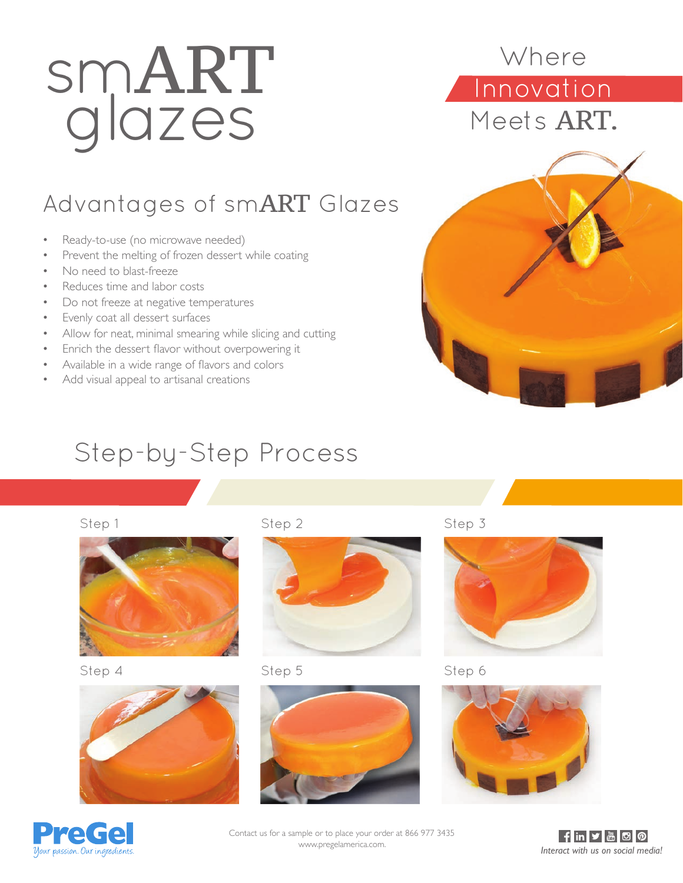# smART glazes

## Where Innovation Meets ART.

## Advantages of smART Glazes

- Ready-to-use (no microwave needed)
- Prevent the melting of frozen dessert while coating
- No need to blast-freeze
- Reduces time and labor costs
- Do not freeze at negative temperatures
- Evenly coat all dessert surfaces
- Allow for neat, minimal smearing while slicing and cutting
- Enrich the dessert flavor without overpowering it
- Available in a wide range of flavors and colors
- Add visual appeal to artisanal creations

## Step-by-Step Process

Step 1

Step 2

Step 3

Step 4

Step 5

Step 6

PreGel
*Your passion. Our ingredients.*

Contact us for a sample or to place your order at 866 977 3435
www.pregelamerica.com.

*Interact with us on social media!*